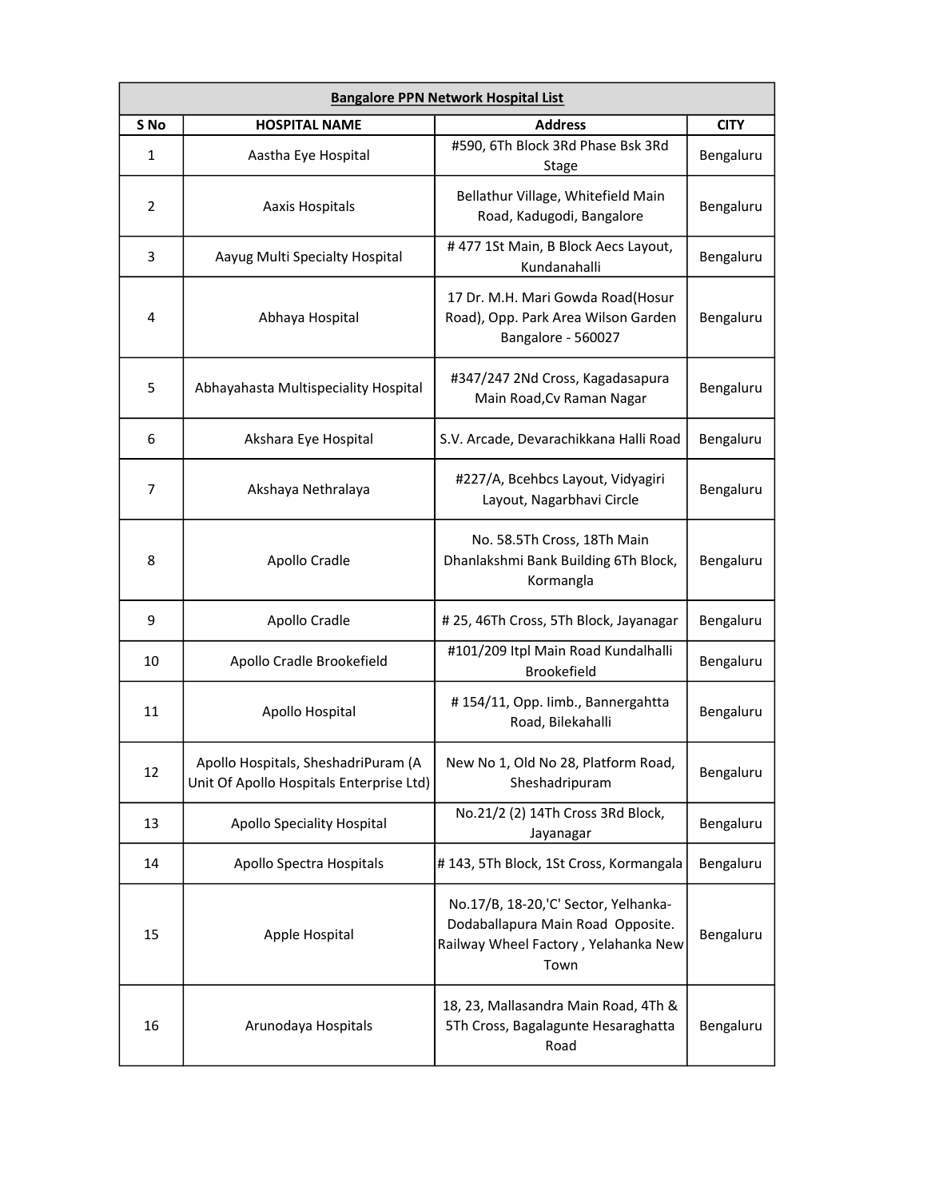| Bangalore PPN Network Hospital List | | | |
|---|---|---|---|
| S No | HOSPITAL NAME | Address | CITY |
| 1 | Aastha Eye Hospital | #590, 6Th Block 3Rd Phase Bsk 3Rd Stage | Bengaluru |
| 2 | Aaxis Hospitals | Bellathur Village, Whitefield Main Road, Kadugodi, Bangalore | Bengaluru |
| 3 | Aayug Multi Specialty Hospital | # 477 1St Main, B Block Aecs Layout, Kundanahalli | Bengaluru |
| 4 | Abhaya Hospital | 17 Dr. M.H. Mari Gowda Road(Hosur Road), Opp. Park Area Wilson Garden Bangalore - 560027 | Bengaluru |
| 5 | Abhayahasta Multispeciality Hospital | #347/247 2Nd Cross, Kagadasapura Main Road,Cv Raman Nagar | Bengaluru |
| 6 | Akshara Eye Hospital | S.V. Arcade, Devarachikkana Halli Road | Bengaluru |
| 7 | Akshaya Nethralaya | #227/A, Bcehbcs Layout, Vidyagiri Layout, Nagarbhavi Circle | Bengaluru |
| 8 | Apollo Cradle | No. 58.5Th Cross, 18Th Main Dhanlakshmi Bank Building 6Th Block, Kormangla | Bengaluru |
| 9 | Apollo Cradle | # 25, 46Th Cross, 5Th Block, Jayanagar | Bengaluru |
| 10 | Apollo Cradle Brookefield | #101/209 Itpl Main Road Kundalhalli Brookefield | Bengaluru |
| 11 | Apollo Hospital | # 154/11, Opp. Iimb., Bannergahtta Road, Bilekahalli | Bengaluru |
| 12 | Apollo Hospitals, SheshadriPuram (A Unit Of Apollo Hospitals Enterprise Ltd) | New No 1, Old No 28, Platform Road, Sheshadripuram | Bengaluru |
| 13 | Apollo Speciality Hospital | No.21/2 (2) 14Th Cross 3Rd Block, Jayanagar | Bengaluru |
| 14 | Apollo Spectra Hospitals | # 143, 5Th Block, 1St Cross, Kormangala | Bengaluru |
| 15 | Apple Hospital | No.17/B, 18-20,'C' Sector, Yelhanka-Dodaballapura Main Road Opposite. Railway Wheel Factory , Yelahanka New Town | Bengaluru |
| 16 | Arunodaya Hospitals | 18, 23, Mallasandra Main Road, 4Th & 5Th Cross, Bagalagunte Hesaraghatta Road | Bengaluru |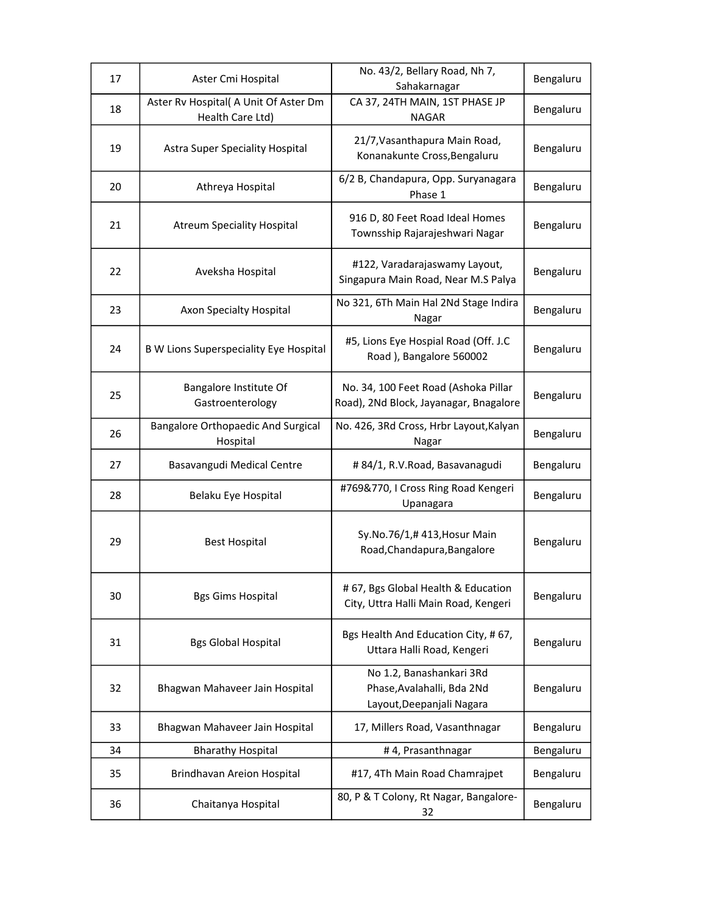| 17 | Aster Cmi Hospital | No. 43/2, Bellary Road, Nh 7, Sahakarnagar | Bengaluru |
|---|---|---|---|
| 18 | Aster Rv Hospital( A Unit Of Aster Dm Health Care Ltd) | CA 37, 24TH MAIN, 1ST PHASE JP NAGAR | Bengaluru |
| 19 | Astra Super Speciality Hospital | 21/7,Vasanthapura Main Road, Konanakunte Cross,Bengaluru | Bengaluru |
| 20 | Athreya Hospital | 6/2 B, Chandapura, Opp. Suryanagara Phase 1 | Bengaluru |
| 21 | Atreum Speciality Hospital | 916 D, 80 Feet Road Ideal Homes Townsship Rajarajeshwari Nagar | Bengaluru |
| 22 | Aveksha Hospital | #122, Varadarajaswamy Layout, Singapura Main Road, Near M.S Palya | Bengaluru |
| 23 | Axon Specialty Hospital | No 321, 6Th Main Hal 2Nd Stage Indira Nagar | Bengaluru |
| 24 | B W Lions Superspeciality Eye Hospital | #5, Lions Eye Hospial Road (Off. J.C Road ), Bangalore 560002 | Bengaluru |
| 25 | Bangalore Institute Of Gastroenterology | No. 34, 100 Feet Road (Ashoka Pillar Road), 2Nd Block, Jayanagar, Bnagalore | Bengaluru |
| 26 | Bangalore Orthopaedic And Surgical Hospital | No. 426, 3Rd Cross, Hrbr Layout,Kalyan Nagar | Bengaluru |
| 27 | Basavangudi Medical Centre | # 84/1, R.V.Road, Basavanagudi | Bengaluru |
| 28 | Belaku Eye Hospital | #769&770, I Cross Ring Road Kengeri Upanagara | Bengaluru |
| 29 | Best Hospital | Sy.No.76/1,# 413,Hosur Main Road,Chandapura,Bangalore | Bengaluru |
| 30 | Bgs Gims Hospital | # 67, Bgs Global Health & Education City, Uttra Halli Main Road, Kengeri | Bengaluru |
| 31 | Bgs Global Hospital | Bgs Health And Education City, # 67, Uttara Halli Road, Kengeri | Bengaluru |
| 32 | Bhagwan Mahaveer Jain Hospital | No 1.2, Banashankari 3Rd Phase,Avalahalli, Bda 2Nd Layout,Deepanjali Nagara | Bengaluru |
| 33 | Bhagwan Mahaveer Jain Hospital | 17, Millers Road, Vasanthnagar | Bengaluru |
| 34 | Bharathy Hospital | # 4, Prasanthnagar | Bengaluru |
| 35 | Brindhavan Areion Hospital | #17, 4Th Main Road Chamrajpet | Bengaluru |
| 36 | Chaitanya Hospital | 80, P & T Colony, Rt Nagar, Bangalore-32 | Bengaluru |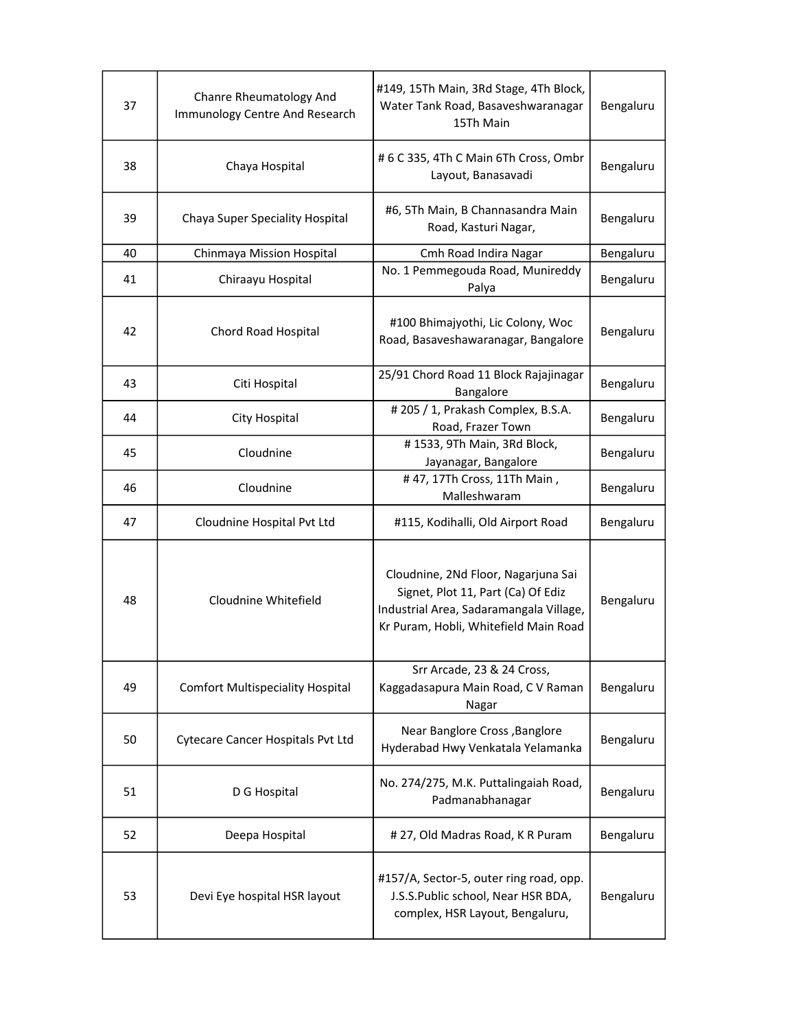| 37 | Chanre Rheumatology And Immunology Centre And Research | #149, 15Th Main, 3Rd Stage, 4Th Block, Water Tank Road, Basaveshwaranagar 15Th Main | Bengaluru |
|---|---|---|---|
| 38 | Chaya Hospital | # 6 C 335, 4Th C Main 6Th Cross, Ombr Layout, Banasavadi | Bengaluru |
| 39 | Chaya Super Speciality Hospital | #6, 5Th Main, B Channasandra Main Road, Kasturi Nagar, | Bengaluru |
| 40 | Chinmaya Mission Hospital | Cmh Road Indira Nagar | Bengaluru |
| 41 | Chiraayu Hospital | No. 1 Pemmegouda Road, Munireddy Palya | Bengaluru |
| 42 | Chord Road Hospital | #100 Bhimajyothi, Lic Colony, Woc Road, Basaveshawaranagar, Bangalore | Bengaluru |
| 43 | Citi Hospital | 25/91 Chord Road 11 Block Rajajinagar Bangalore | Bengaluru |
| 44 | City Hospital | # 205 / 1, Prakash Complex, B.S.A. Road, Frazer Town | Bengaluru |
| 45 | Cloudnine | # 1533, 9Th Main, 3Rd Block, Jayanagar, Bangalore | Bengaluru |
| 46 | Cloudnine | # 47, 17Th Cross, 11Th Main , Malleshwaram | Bengaluru |
| 47 | Cloudnine Hospital Pvt Ltd | #115, Kodihalli, Old Airport Road | Bengaluru |
| 48 | Cloudnine Whitefield | Cloudnine, 2Nd Floor, Nagarjuna Sai Signet, Plot 11, Part (Ca) Of Ediz Industrial Area, Sadaramangala Village, Kr Puram, Hobli, Whitefield Main Road | Bengaluru |
| 49 | Comfort Multispeciality Hospital | Srr Arcade, 23 & 24 Cross, Kaggadasapura Main Road, C V Raman Nagar | Bengaluru |
| 50 | Cytecare Cancer Hospitals Pvt Ltd | Near Banglore Cross ,Banglore Hyderabad Hwy Venkatala Yelamanka | Bengaluru |
| 51 | D G Hospital | No. 274/275, M.K. Puttalingaiah Road, Padmanabhanagar | Bengaluru |
| 52 | Deepa Hospital | # 27, Old Madras Road, K R Puram | Bengaluru |
| 53 | Devi Eye hospital HSR layout | #157/A, Sector-5, outer ring road, opp. J.S.S.Public school, Near HSR BDA, complex, HSR Layout, Bengaluru, | Bengaluru |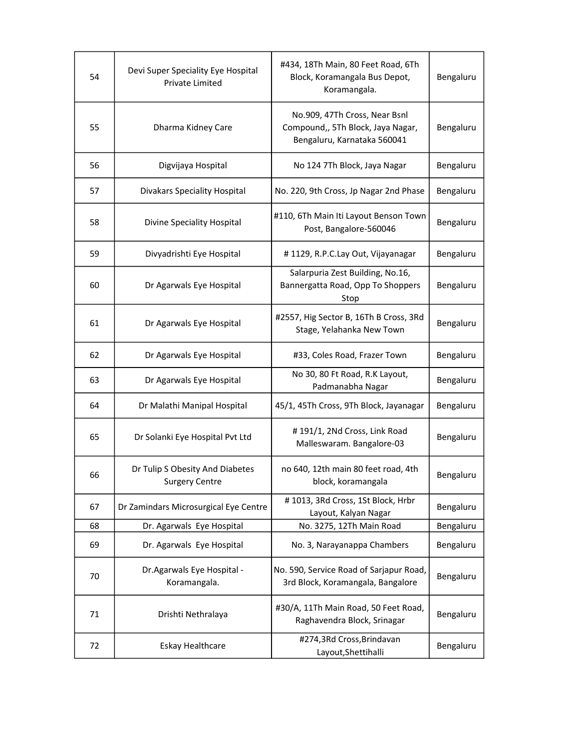| 54 | Devi Super Speciality Eye Hospital Private Limited | #434, 18Th Main, 80 Feet Road, 6Th Block, Koramangala Bus Depot, Koramangala. | Bengaluru |
|---|---|---|---|
| 55 | Dharma Kidney Care | No.909, 47Th Cross, Near Bsnl Compound,, 5Th Block, Jaya Nagar, Bengaluru, Karnataka 560041 | Bengaluru |
| 56 | Digvijaya Hospital | No 124 7Th Block, Jaya Nagar | Bengaluru |
| 57 | Divakars Speciality Hospital | No. 220, 9th Cross, Jp Nagar 2nd Phase | Bengaluru |
| 58 | Divine Speciality Hospital | #110, 6Th Main Iti Layout Benson Town Post, Bangalore-560046 | Bengaluru |
| 59 | Divyadrishti Eye Hospital | # 1129, R.P.C.Lay Out, Vijayanagar | Bengaluru |
| 60 | Dr Agarwals Eye Hospital | Salarpuria Zest Building, No.16, Bannergatta Road, Opp To Shoppers Stop | Bengaluru |
| 61 | Dr Agarwals Eye Hospital | #2557, Hig Sector B, 16Th B Cross, 3Rd Stage, Yelahanka New Town | Bengaluru |
| 62 | Dr Agarwals Eye Hospital | #33, Coles Road, Frazer Town | Bengaluru |
| 63 | Dr Agarwals Eye Hospital | No 30, 80 Ft Road, R.K Layout, Padmanabha Nagar | Bengaluru |
| 64 | Dr Malathi Manipal Hospital | 45/1, 45Th Cross, 9Th Block, Jayanagar | Bengaluru |
| 65 | Dr Solanki Eye Hospital Pvt Ltd | # 191/1, 2Nd Cross, Link Road Malleswaram. Bangalore-03 | Bengaluru |
| 66 | Dr Tulip S Obesity And Diabetes Surgery Centre | no 640, 12th main 80 feet road, 4th block, koramangala | Bengaluru |
| 67 | Dr Zamindars Microsurgical Eye Centre | # 1013, 3Rd Cross, 1St Block, Hrbr Layout, Kalyan Nagar | Bengaluru |
| 68 | Dr. Agarwals Eye Hospital | No. 3275, 12Th Main Road | Bengaluru |
| 69 | Dr. Agarwals Eye Hospital | No. 3, Narayanappa Chambers | Bengaluru |
| 70 | Dr.Agarwals Eye Hospital - Koramangala. | No. 590, Service Road of Sarjapur Road, 3rd Block, Koramangala, Bangalore | Bengaluru |
| 71 | Drishti Nethralaya | #30/A, 11Th Main Road, 50 Feet Road, Raghavendra Block, Srinagar | Bengaluru |
| 72 | Eskay Healthcare | #274,3Rd Cross,Brindavan Layout,Shettihalli | Bengaluru |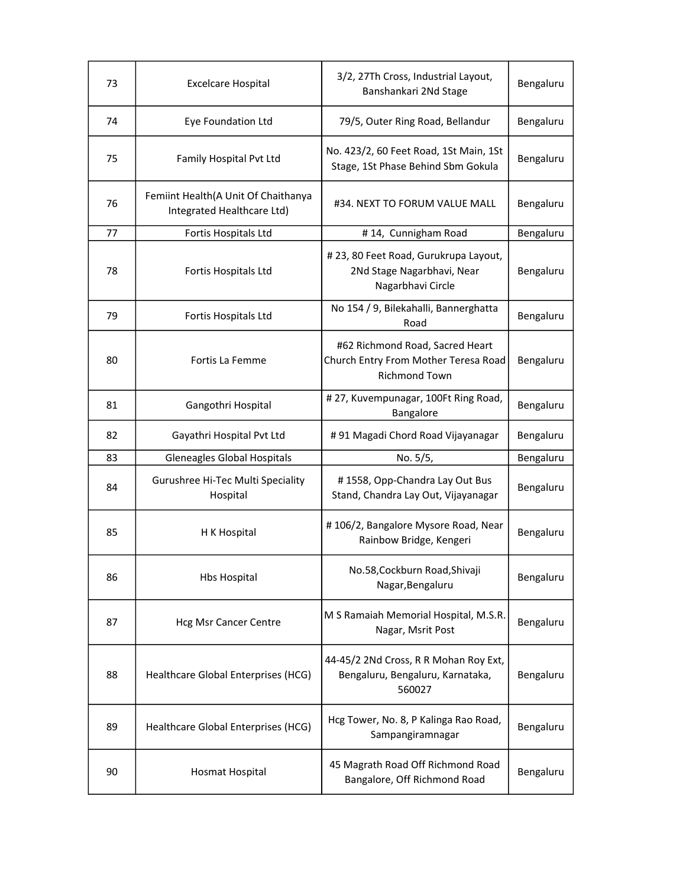| 73 | Excelcare Hospital | 3/2, 27Th Cross, Industrial Layout, Banshankari 2Nd Stage | Bengaluru |
|---|---|---|---|
| 74 | Eye Foundation Ltd | 79/5, Outer Ring Road, Bellandur | Bengaluru |
| 75 | Family Hospital Pvt Ltd | No. 423/2, 60 Feet Road, 1St Main, 1St Stage, 1St Phase Behind Sbm Gokula | Bengaluru |
| 76 | Femiint Health(A Unit Of Chaithanya Integrated Healthcare Ltd) | #34. NEXT TO FORUM VALUE MALL | Bengaluru |
| 77 | Fortis Hospitals Ltd | # 14, Cunnigham Road | Bengaluru |
| 78 | Fortis Hospitals Ltd | # 23, 80 Feet Road, Gurukrupa Layout, 2Nd Stage Nagarbhavi, Near Nagarbhavi Circle | Bengaluru |
| 79 | Fortis Hospitals Ltd | No 154 / 9, Bilekahalli, Bannerghatta Road | Bengaluru |
| 80 | Fortis La Femme | #62 Richmond Road, Sacred Heart Church Entry From Mother Teresa Road Richmond Town | Bengaluru |
| 81 | Gangothri Hospital | # 27, Kuvempunagar, 100Ft Ring Road, Bangalore | Bengaluru |
| 82 | Gayathri Hospital Pvt Ltd | # 91 Magadi Chord Road Vijayanagar | Bengaluru |
| 83 | Gleneagles Global Hospitals | No. 5/5, | Bengaluru |
| 84 | Gurushree Hi-Tec Multi Speciality Hospital | # 1558, Opp-Chandra Lay Out Bus Stand, Chandra Lay Out, Vijayanagar | Bengaluru |
| 85 | H K Hospital | # 106/2, Bangalore Mysore Road, Near Rainbow Bridge, Kengeri | Bengaluru |
| 86 | Hbs Hospital | No.58,Cockburn Road,Shivaji Nagar,Bengaluru | Bengaluru |
| 87 | Hcg Msr Cancer Centre | M S Ramaiah Memorial Hospital, M.S.R. Nagar, Msrit Post | Bengaluru |
| 88 | Healthcare Global Enterprises (HCG) | 44-45/2 2Nd Cross, R R Mohan Roy Ext, Bengaluru, Bengaluru, Karnataka, 560027 | Bengaluru |
| 89 | Healthcare Global Enterprises (HCG) | Hcg Tower, No. 8, P Kalinga Rao Road, Sampangiramnagar | Bengaluru |
| 90 | Hosmat Hospital | 45 Magrath Road Off Richmond Road Bangalore, Off Richmond Road | Bengaluru |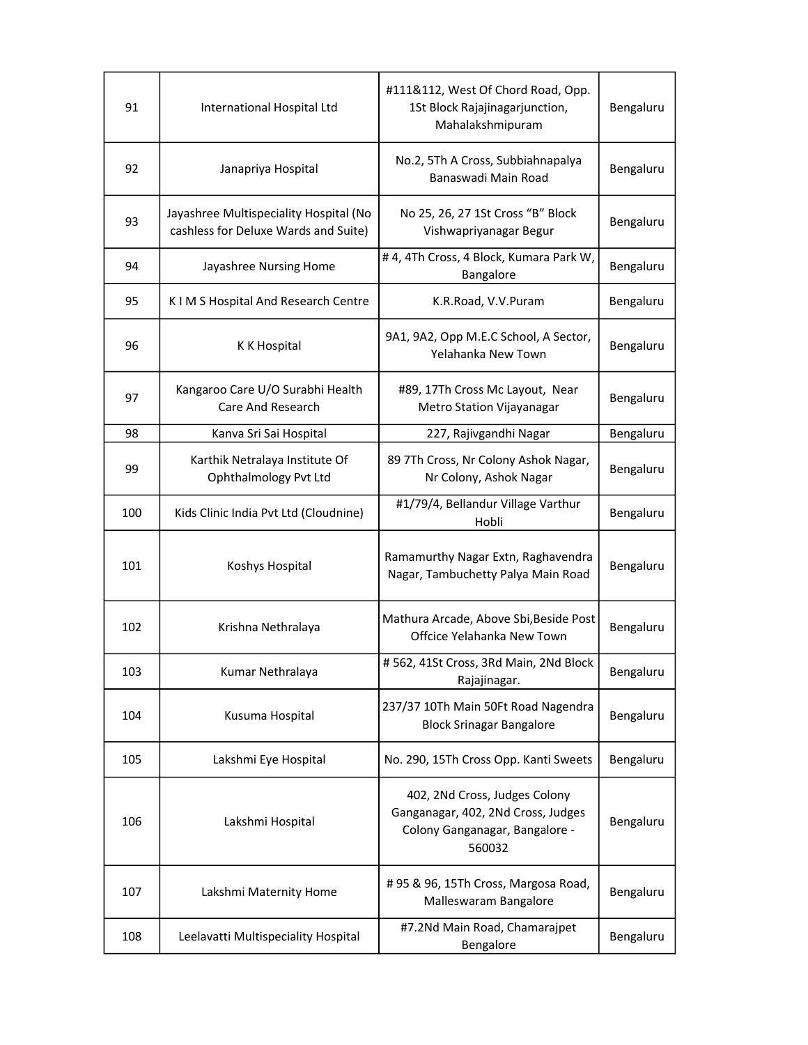| 91 | International Hospital Ltd | #111&112, West Of Chord Road, Opp. 1St Block Rajajinagarjunction, Mahalakshmipuram | Bengaluru |
|---|---|---|---|
| 92 | Janapriya Hospital | No.2, 5Th A Cross, Subbiahnapalya Banaswadi Main Road | Bengaluru |
| 93 | Jayashree Multispeciality Hospital (No cashless for Deluxe Wards and Suite) | No 25, 26, 27 1St Cross "B" Block Vishwapriyanagar Begur | Bengaluru |
| 94 | Jayashree Nursing Home | # 4, 4Th Cross, 4 Block, Kumara Park W, Bangalore | Bengaluru |
| 95 | K I M S Hospital And Research Centre | K.R.Road, V.V.Puram | Bengaluru |
| 96 | K K Hospital | 9A1, 9A2, Opp M.E.C School, A Sector, Yelahanka New Town | Bengaluru |
| 97 | Kangaroo Care U/O Surabhi Health Care And Research | #89, 17Th Cross Mc Layout, Near Metro Station Vijayanagar | Bengaluru |
| 98 | Kanva Sri Sai Hospital | 227, Rajivgandhi Nagar | Bengaluru |
| 99 | Karthik Netralaya Institute Of Ophthalmology Pvt Ltd | 89 7Th Cross, Nr Colony Ashok Nagar, Nr Colony, Ashok Nagar | Bengaluru |
| 100 | Kids Clinic India Pvt Ltd (Cloudnine) | #1/79/4, Bellandur Village Varthur Hobli | Bengaluru |
| 101 | Koshys Hospital | Ramamurthy Nagar Extn, Raghavendra Nagar, Tambuchetty Palya Main Road | Bengaluru |
| 102 | Krishna Nethralaya | Mathura Arcade, Above Sbi,Beside Post Offcice Yelahanka New Town | Bengaluru |
| 103 | Kumar Nethralaya | # 562, 41St Cross, 3Rd Main, 2Nd Block Rajajinagar. | Bengaluru |
| 104 | Kusuma Hospital | 237/37 10Th Main 50Ft Road Nagendra Block Srinagar Bangalore | Bengaluru |
| 105 | Lakshmi Eye Hospital | No. 290, 15Th Cross Opp. Kanti Sweets | Bengaluru |
| 106 | Lakshmi Hospital | 402, 2Nd Cross, Judges Colony Ganganagar, 402, 2Nd Cross, Judges Colony Ganganagar, Bangalore - 560032 | Bengaluru |
| 107 | Lakshmi Maternity Home | # 95 & 96, 15Th Cross, Margosa Road, Malleswaram Bangalore | Bengaluru |
| 108 | Leelavatti Multispeciality Hospital | #7.2Nd Main Road, Chamarajpet Bengalore | Bengaluru |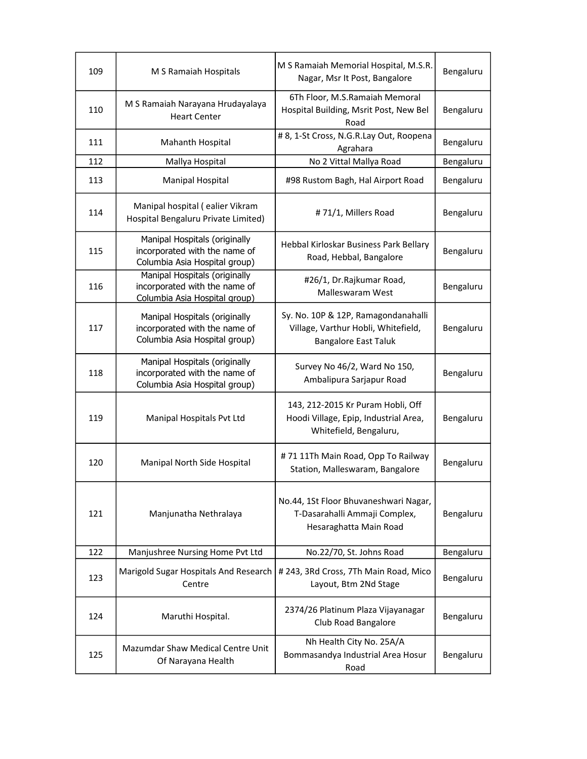| 109 | M S Ramaiah Hospitals | M S Ramaiah Memorial Hospital, M.S.R. Nagar, Msr It Post, Bangalore | Bengaluru |
|---|---|---|---|
| 110 | M S Ramaiah Narayana Hrudayalaya Heart Center | 6Th Floor, M.S.Ramaiah Memoral Hospital Building, Msrit Post, New Bel Road | Bengaluru |
| 111 | Mahanth Hospital | # 8, 1-St Cross, N.G.R.Lay Out, Roopena Agrahara | Bengaluru |
| 112 | Mallya Hospital | No 2 Vittal Mallya Road | Bengaluru |
| 113 | Manipal Hospital | #98 Rustom Bagh, Hal Airport Road | Bengaluru |
| 114 | Manipal hospital ( ealier Vikram Hospital Bengaluru Private Limited) | # 71/1, Millers Road | Bengaluru |
| 115 | Manipal Hospitals (originally incorporated with the name of Columbia Asia Hospital group) | Hebbal Kirloskar Business Park Bellary Road, Hebbal, Bangalore | Bengaluru |
| 116 | Manipal Hospitals (originally incorporated with the name of Columbia Asia Hospital group) | #26/1, Dr.Rajkumar Road, Malleswaram West | Bengaluru |
| 117 | Manipal Hospitals (originally incorporated with the name of Columbia Asia Hospital group) | Sy. No. 10P & 12P, Ramagondanahalli Village, Varthur Hobli, Whitefield, Bangalore East Taluk | Bengaluru |
| 118 | Manipal Hospitals (originally incorporated with the name of Columbia Asia Hospital group) | Survey No 46/2, Ward No 150, Ambalipura Sarjapur Road | Bengaluru |
| 119 | Manipal Hospitals Pvt Ltd | 143, 212-2015 Kr Puram Hobli, Off Hoodi Village, Epip, Industrial Area, Whitefield, Bengaluru, | Bengaluru |
| 120 | Manipal North Side Hospital | # 71 11Th Main Road, Opp To Railway Station, Malleswaram, Bangalore | Bengaluru |
| 121 | Manjunatha Nethralaya | No.44, 1St Floor Bhuvaneshwari Nagar, T-Dasarahalli Ammaji Complex, Hesaraghatta Main Road | Bengaluru |
| 122 | Manjushree Nursing Home Pvt Ltd | No.22/70, St. Johns Road | Bengaluru |
| 123 | Marigold Sugar Hospitals And Research Centre | # 243, 3Rd Cross, 7Th Main Road, Mico Layout, Btm 2Nd Stage | Bengaluru |
| 124 | Maruthi Hospital. | 2374/26 Platinum Plaza Vijayanagar Club Road Bangalore | Bengaluru |
| 125 | Mazumdar Shaw Medical Centre Unit Of Narayana Health | Nh Health City No. 25A/A Bommasandya Industrial Area Hosur Road | Bengaluru |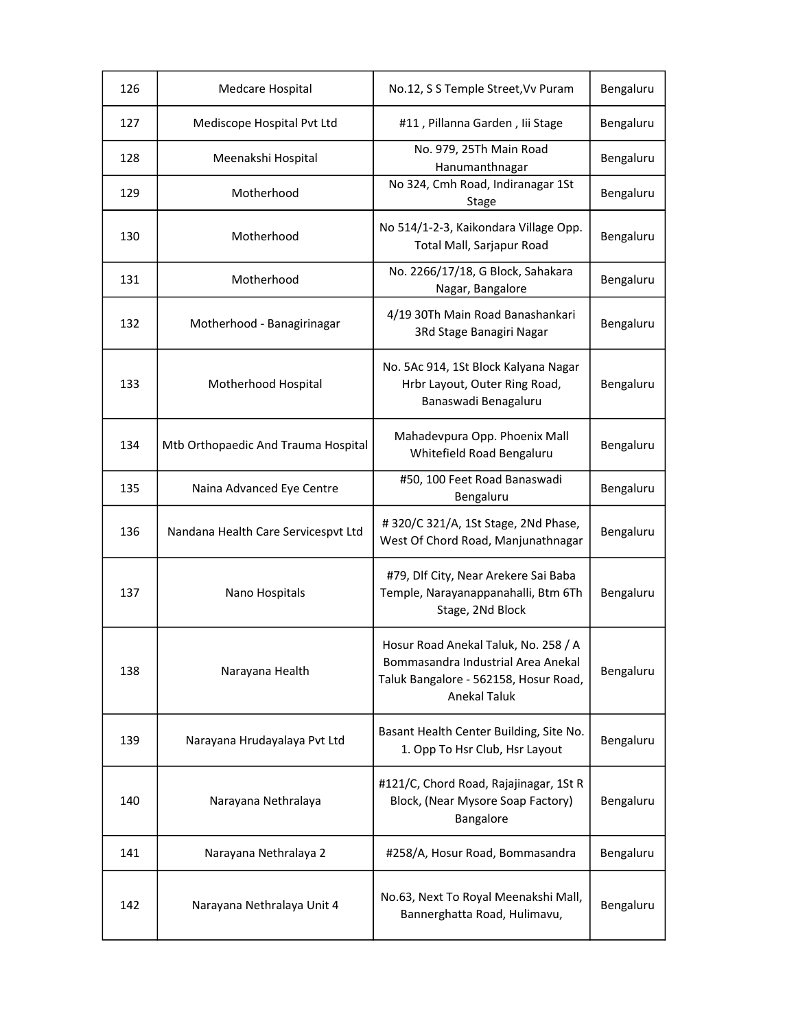| 126 | Medcare Hospital | No.12, S S Temple Street,Vv Puram | Bengaluru |
|---|---|---|---|
| 127 | Mediscope Hospital Pvt Ltd | #11 , Pillanna Garden , Iii Stage | Bengaluru |
| 128 | Meenakshi Hospital | No. 979, 25Th Main Road Hanumanthnagar | Bengaluru |
| 129 | Motherhood | No 324, Cmh Road, Indiranagar 1St Stage | Bengaluru |
| 130 | Motherhood | No 514/1-2-3, Kaikondara Village Opp. Total Mall, Sarjapur Road | Bengaluru |
| 131 | Motherhood | No. 2266/17/18, G Block, Sahakara Nagar, Bangalore | Bengaluru |
| 132 | Motherhood - Banagirinagar | 4/19 30Th Main Road Banashankari 3Rd Stage Banagiri Nagar | Bengaluru |
| 133 | Motherhood Hospital | No. 5Ac 914, 1St Block Kalyana Nagar Hrbr Layout, Outer Ring Road, Banaswadi Benagaluru | Bengaluru |
| 134 | Mtb Orthopaedic And Trauma Hospital | Mahadevpura Opp. Phoenix Mall Whitefield Road Bengaluru | Bengaluru |
| 135 | Naina Advanced Eye Centre | #50, 100 Feet Road Banaswadi Bengaluru | Bengaluru |
| 136 | Nandana Health Care Servicespvt Ltd | # 320/C 321/A, 1St Stage, 2Nd Phase, West Of Chord Road, Manjunathnagar | Bengaluru |
| 137 | Nano Hospitals | #79, Dlf City, Near Arekere Sai Baba Temple, Narayanappanahalli, Btm 6Th Stage, 2Nd Block | Bengaluru |
| 138 | Narayana Health | Hosur Road Anekal Taluk, No. 258 / A Bommasandra Industrial Area Anekal Taluk Bangalore - 562158, Hosur Road, Anekal Taluk | Bengaluru |
| 139 | Narayana Hrudayalaya Pvt Ltd | Basant Health Center Building, Site No. 1. Opp To Hsr Club, Hsr Layout | Bengaluru |
| 140 | Narayana Nethralaya | #121/C, Chord Road, Rajajinagar, 1St R Block, (Near Mysore Soap Factory) Bangalore | Bengaluru |
| 141 | Narayana Nethralaya 2 | #258/A, Hosur Road, Bommasandra | Bengaluru |
| 142 | Narayana Nethralaya Unit 4 | No.63, Next To Royal Meenakshi Mall, Bannerghatta Road, Hulimavu, | Bengaluru |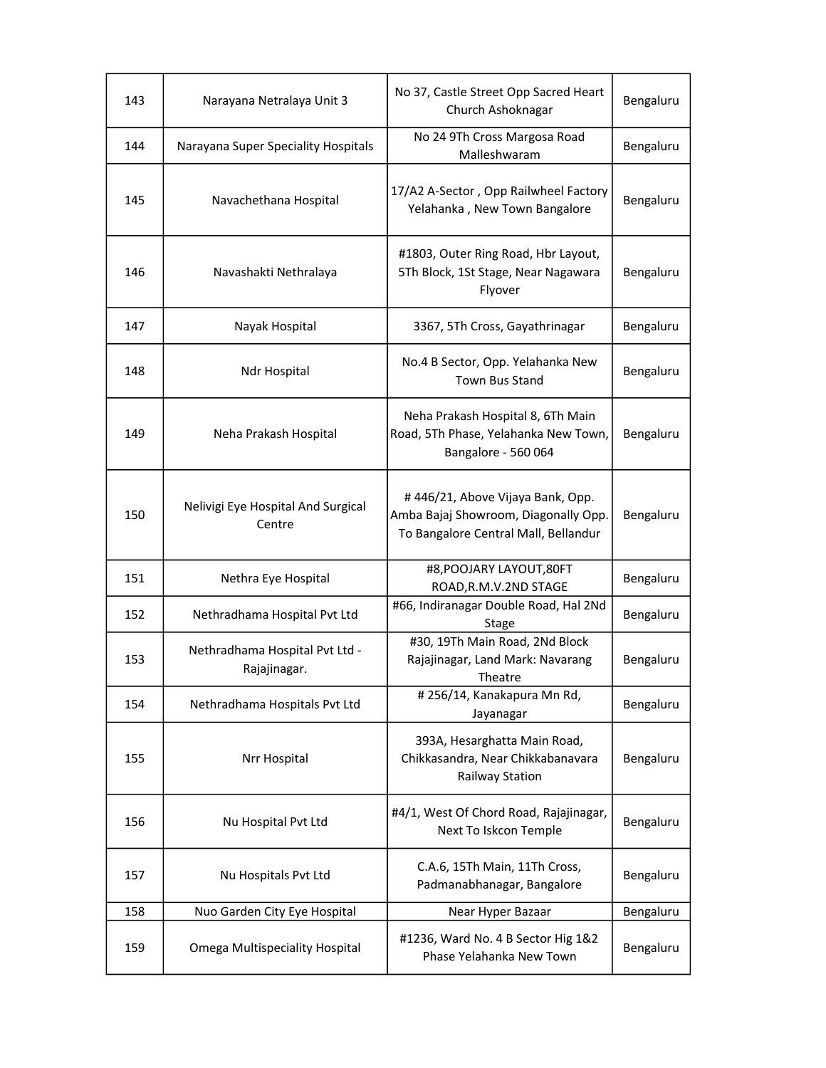| | | | |
|---|---|---|---|
| 143 | Narayana Netralaya Unit 3 | No 37, Castle Street Opp Sacred Heart Church Ashoknagar | Bengaluru |
| 144 | Narayana Super Speciality Hospitals | No 24 9Th Cross Margosa Road Malleshwaram | Bengaluru |
| 145 | Navachethana Hospital | 17/A2 A-Sector , Opp Railwheel Factory Yelahanka , New Town Bangalore | Bengaluru |
| 146 | Navashakti Nethralaya | #1803, Outer Ring Road, Hbr Layout, 5Th Block, 1St Stage, Near Nagawara Flyover | Bengaluru |
| 147 | Nayak Hospital | 3367, 5Th Cross, Gayathrinagar | Bengaluru |
| 148 | Ndr Hospital | No.4 B Sector, Opp. Yelahanka New Town Bus Stand | Bengaluru |
| 149 | Neha Prakash Hospital | Neha Prakash Hospital 8, 6Th Main Road, 5Th Phase, Yelahanka New Town, Bangalore - 560 064 | Bengaluru |
| 150 | Nelivigi Eye Hospital And Surgical Centre | # 446/21, Above Vijaya Bank, Opp. Amba Bajaj Showroom, Diagonally Opp. To Bangalore Central Mall, Bellandur | Bengaluru |
| 151 | Nethra Eye Hospital | #8,POOJARY LAYOUT,80FT ROAD,R.M.V.2ND STAGE | Bengaluru |
| 152 | Nethradhama Hospital Pvt Ltd | #66, Indiranagar Double Road, Hal 2Nd Stage | Bengaluru |
| 153 | Nethradhama Hospital Pvt Ltd - Rajajinagar. | #30, 19Th Main Road, 2Nd Block Rajajinagar, Land Mark: Navarang Theatre | Bengaluru |
| 154 | Nethradhama Hospitals Pvt Ltd | # 256/14, Kanakapura Mn Rd, Jayanagar | Bengaluru |
| 155 | Nrr Hospital | 393A, Hesarghatta Main Road, Chikkasandra, Near Chikkabanavara Railway Station | Bengaluru |
| 156 | Nu Hospital Pvt Ltd | #4/1, West Of Chord Road, Rajajinagar, Next To Iskcon Temple | Bengaluru |
| 157 | Nu Hospitals Pvt Ltd | C.A.6, 15Th Main, 11Th Cross, Padmanabhanagar, Bangalore | Bengaluru |
| 158 | Nuo Garden City Eye Hospital | Near Hyper Bazaar | Bengaluru |
| 159 | Omega Multispeciality Hospital | #1236, Ward No. 4 B Sector Hig 1&2 Phase Yelahanka New Town | Bengaluru |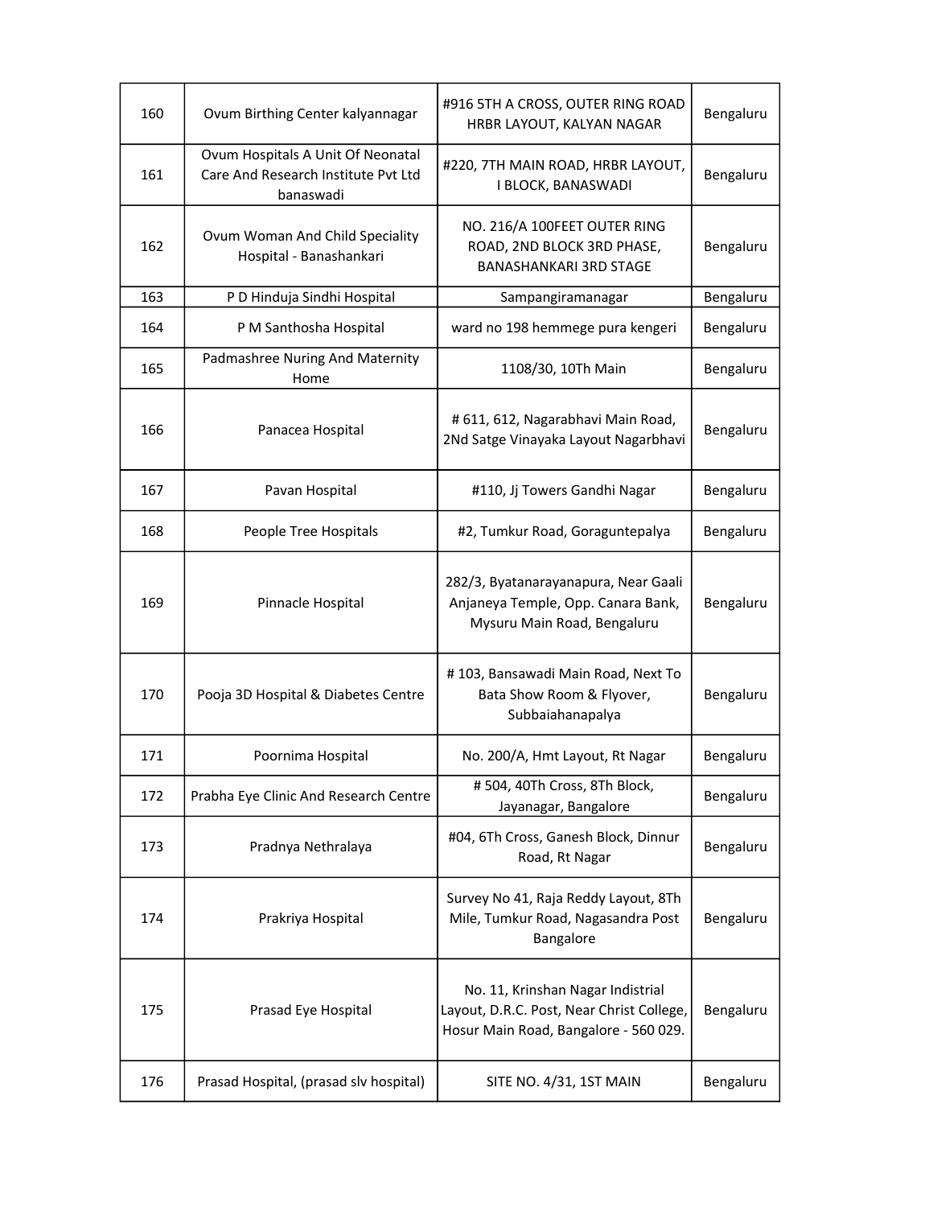| 160 | Ovum Birthing Center kalyannagar | #916 5TH A CROSS, OUTER RING ROAD HRBR LAYOUT, KALYAN NAGAR | Bengaluru |
|---|---|---|---|
| 161 | Ovum Hospitals A Unit Of Neonatal Care And Research Institute Pvt Ltd banaswadi | #220, 7TH MAIN ROAD, HRBR LAYOUT, I BLOCK, BANASWADI | Bengaluru |
| 162 | Ovum Woman And Child Speciality Hospital - Banashankari | NO. 216/A 100FEET OUTER RING ROAD, 2ND BLOCK 3RD PHASE, BANASHANKARI 3RD STAGE | Bengaluru |
| 163 | P D Hinduja Sindhi Hospital | Sampangiramanagar | Bengaluru |
| 164 | P M Santhosha Hospital | ward no 198 hemmege pura kengeri | Bengaluru |
| 165 | Padmashree Nuring And Maternity Home | 1108/30, 10Th Main | Bengaluru |
| 166 | Panacea Hospital | # 611, 612, Nagarabhavi Main Road, 2Nd Satge Vinayaka Layout Nagarbhavi | Bengaluru |
| 167 | Pavan Hospital | #110, Jj Towers Gandhi Nagar | Bengaluru |
| 168 | People Tree Hospitals | #2, Tumkur Road, Goraguntepalya | Bengaluru |
| 169 | Pinnacle Hospital | 282/3, Byatanarayanapura, Near Gaali Anjaneya Temple, Opp. Canara Bank, Mysuru Main Road, Bengaluru | Bengaluru |
| 170 | Pooja 3D Hospital & Diabetes Centre | # 103, Bansawadi Main Road, Next To Bata Show Room & Flyover, Subbaiahanapalya | Bengaluru |
| 171 | Poornima Hospital | No. 200/A, Hmt Layout, Rt Nagar | Bengaluru |
| 172 | Prabha Eye Clinic And Research Centre | # 504, 40Th Cross, 8Th Block, Jayanagar, Bangalore | Bengaluru |
| 173 | Pradnya Nethralaya | #04, 6Th Cross, Ganesh Block, Dinnur Road, Rt Nagar | Bengaluru |
| 174 | Prakriya Hospital | Survey No 41, Raja Reddy Layout, 8Th Mile, Tumkur Road, Nagasandra Post Bangalore | Bengaluru |
| 175 | Prasad Eye Hospital | No. 11, Krinshan Nagar Indistrial Layout, D.R.C. Post, Near Christ College, Hosur Main Road, Bangalore - 560 029. | Bengaluru |
| 176 | Prasad Hospital, (prasad slv hospital) | SITE NO. 4/31, 1ST MAIN | Bengaluru |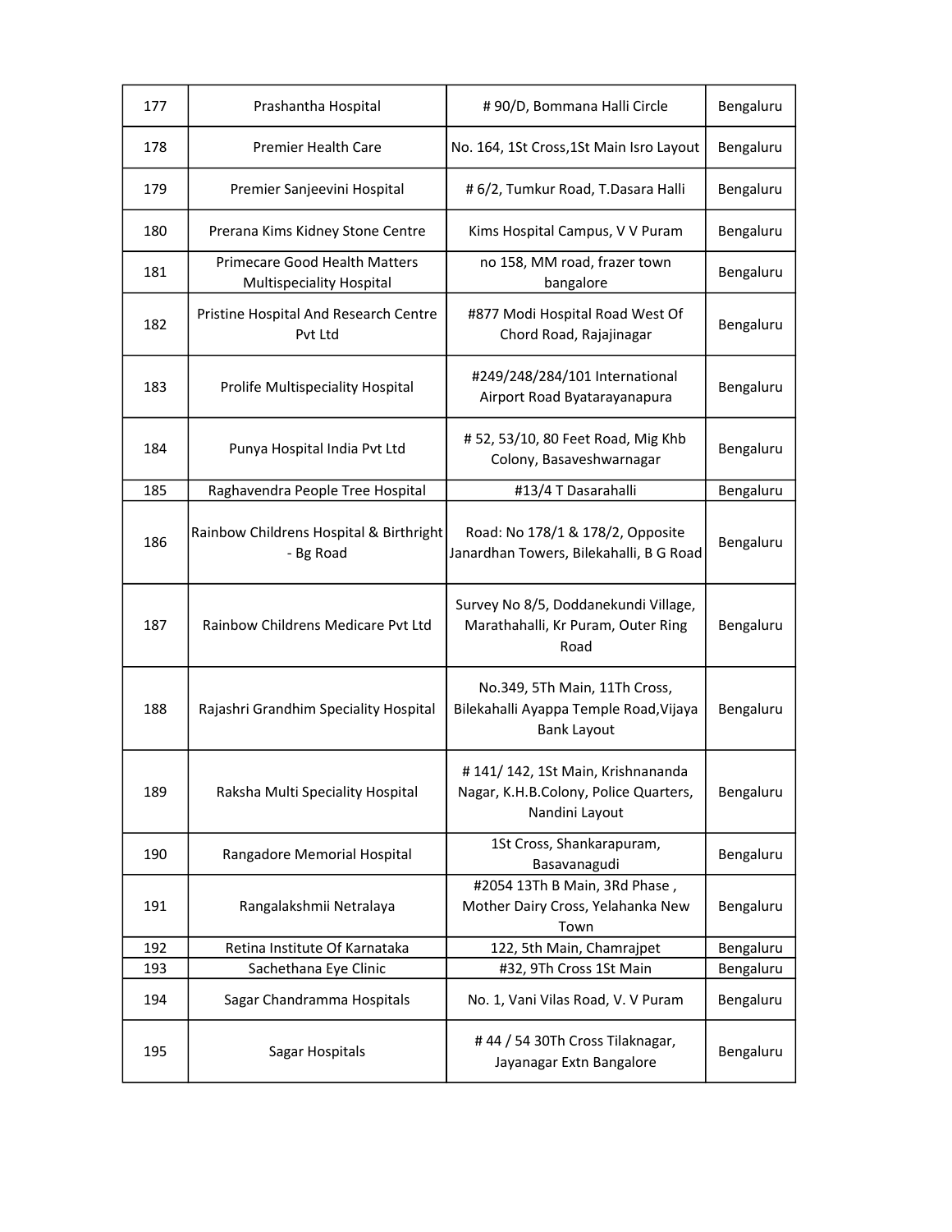| 177 | Prashantha Hospital | # 90/D, Bommana Halli Circle | Bengaluru |
|---|---|---|---|
| 178 | Premier Health Care | No. 164, 1St Cross,1St Main Isro Layout | Bengaluru |
| 179 | Premier Sanjeevini Hospital | # 6/2, Tumkur Road, T.Dasara Halli | Bengaluru |
| 180 | Prerana Kims Kidney Stone Centre | Kims Hospital Campus, V V Puram | Bengaluru |
| 181 | Primecare Good Health Matters Multispeciality Hospital | no 158, MM road, frazer town bangalore | Bengaluru |
| 182 | Pristine Hospital And Research Centre Pvt Ltd | #877 Modi Hospital Road West Of Chord Road, Rajajinagar | Bengaluru |
| 183 | Prolife Multispeciality Hospital | #249/248/284/101 International Airport Road Byatarayanapura | Bengaluru |
| 184 | Punya Hospital India Pvt Ltd | # 52, 53/10, 80 Feet Road, Mig Khb Colony, Basaveshwarnagar | Bengaluru |
| 185 | Raghavendra People Tree Hospital | #13/4 T Dasarahalli | Bengaluru |
| 186 | Rainbow Childrens Hospital & Birthright - Bg Road | Road: No 178/1 & 178/2, Opposite Janardhan Towers, Bilekahalli, B G Road | Bengaluru |
| 187 | Rainbow Childrens Medicare Pvt Ltd | Survey No 8/5, Doddanekundi Village, Marathahalli, Kr Puram, Outer Ring Road | Bengaluru |
| 188 | Rajashri Grandhim Speciality Hospital | No.349, 5Th Main, 11Th Cross, Bilekahalli Ayappa Temple Road,Vijaya Bank Layout | Bengaluru |
| 189 | Raksha Multi Speciality Hospital | # 141/ 142, 1St Main, Krishnananda Nagar, K.H.B.Colony, Police Quarters, Nandini Layout | Bengaluru |
| 190 | Rangadore Memorial Hospital | 1St Cross, Shankarapuram, Basavanagudi | Bengaluru |
| 191 | Rangalakshmii Netralaya | #2054 13Th B Main, 3Rd Phase , Mother Dairy Cross, Yelahanka New Town | Bengaluru |
| 192 | Retina Institute Of Karnataka | 122, 5th Main, Chamrajpet | Bengaluru |
| 193 | Sachethana Eye Clinic | #32, 9Th Cross 1St Main | Bengaluru |
| 194 | Sagar Chandramma Hospitals | No. 1, Vani Vilas Road, V. V Puram | Bengaluru |
| 195 | Sagar Hospitals | # 44 / 54 30Th Cross Tilaknagar, Jayanagar Extn Bangalore | Bengaluru |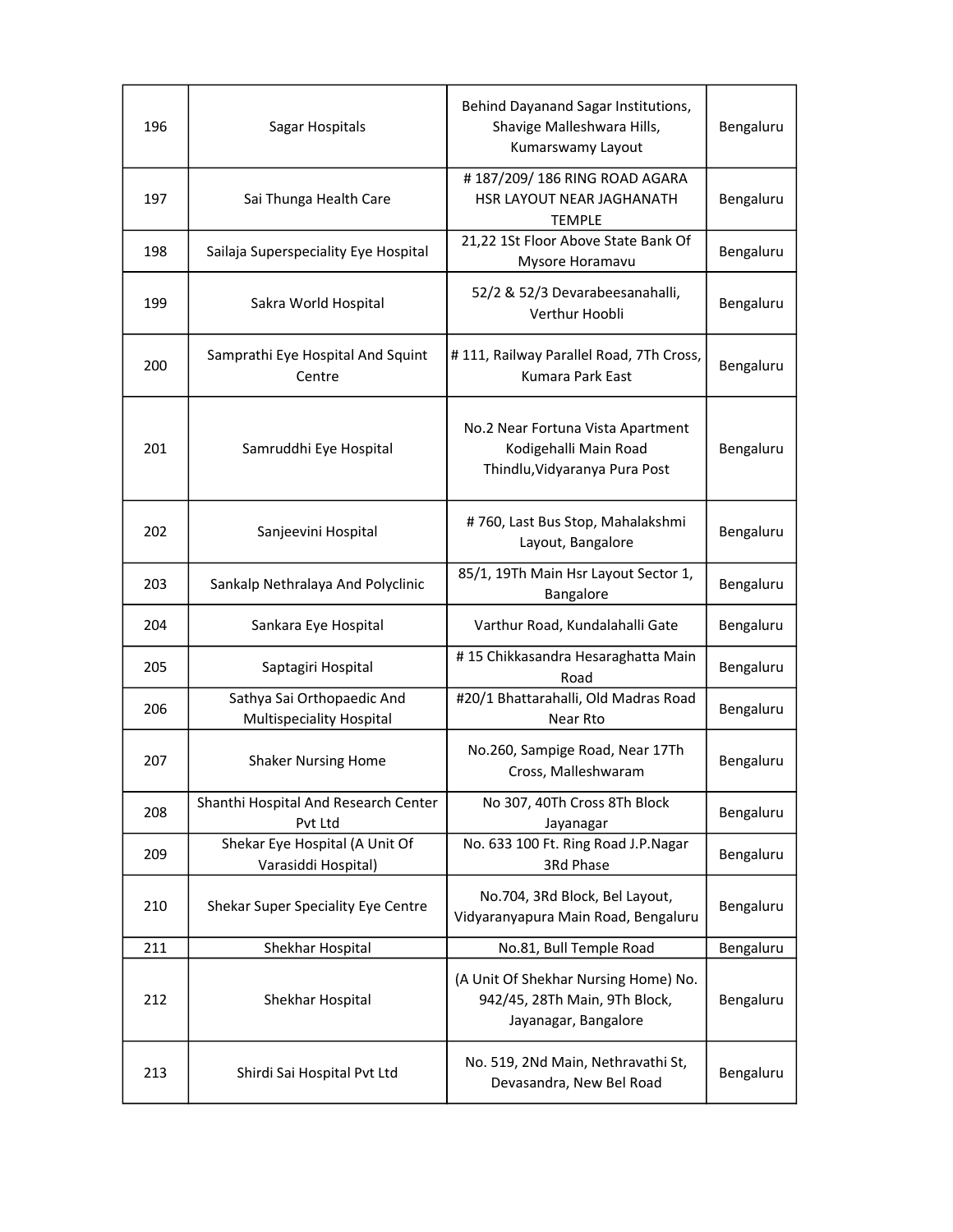| 196 | Sagar Hospitals | Behind Dayanand Sagar Institutions, Shavige Malleshwara Hills, Kumarswamy Layout | Bengaluru |
|---|---|---|---|
| 197 | Sai Thunga Health Care | # 187/209/ 186 RING ROAD AGARA HSR LAYOUT NEAR JAGHANATH TEMPLE | Bengaluru |
| 198 | Sailaja Superspeciality Eye Hospital | 21,22 1St Floor Above State Bank Of Mysore Horamavu | Bengaluru |
| 199 | Sakra World Hospital | 52/2 & 52/3 Devarabeesanahalli, Verthur Hoobli | Bengaluru |
| 200 | Samprathi Eye Hospital And Squint Centre | # 111, Railway Parallel Road, 7Th Cross, Kumara Park East | Bengaluru |
| 201 | Samruddhi Eye Hospital | No.2 Near Fortuna Vista Apartment Kodigehalli Main Road Thindlu,Vidyaranya Pura Post | Bengaluru |
| 202 | Sanjeevini Hospital | # 760, Last Bus Stop, Mahalakshmi Layout, Bangalore | Bengaluru |
| 203 | Sankalp Nethralaya And Polyclinic | 85/1, 19Th Main Hsr Layout Sector 1, Bangalore | Bengaluru |
| 204 | Sankara Eye Hospital | Varthur Road, Kundalahalli Gate | Bengaluru |
| 205 | Saptagiri Hospital | # 15 Chikkasandra Hesaraghatta Main Road | Bengaluru |
| 206 | Sathya Sai Orthopaedic And Multispeciality Hospital | #20/1 Bhattarahalli, Old Madras Road Near Rto | Bengaluru |
| 207 | Shaker Nursing Home | No.260, Sampige Road, Near 17Th Cross, Malleshwaram | Bengaluru |
| 208 | Shanthi Hospital And Research Center Pvt Ltd | No 307, 40Th Cross 8Th Block Jayanagar | Bengaluru |
| 209 | Shekar Eye Hospital (A Unit Of Varasiddi Hospital) | No. 633 100 Ft. Ring Road J.P.Nagar 3Rd Phase | Bengaluru |
| 210 | Shekar Super Speciality Eye Centre | No.704, 3Rd Block, Bel Layout, Vidyaranyapura Main Road, Bengaluru | Bengaluru |
| 211 | Shekhar Hospital | No.81, Bull Temple Road | Bengaluru |
| 212 | Shekhar Hospital | (A Unit Of Shekhar Nursing Home) No. 942/45, 28Th Main, 9Th Block, Jayanagar, Bangalore | Bengaluru |
| 213 | Shirdi Sai Hospital Pvt Ltd | No. 519, 2Nd Main, Nethravathi St, Devasandra, New Bel Road | Bengaluru |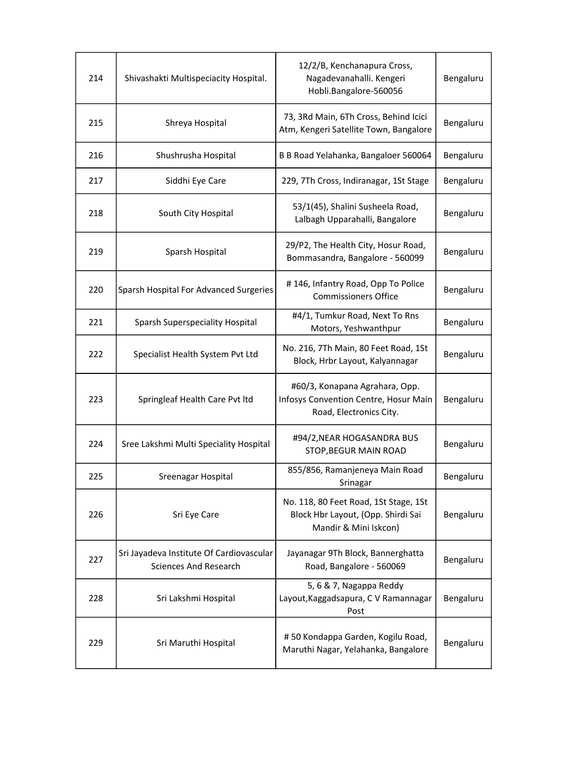| 214 | Shivashakti Multispeciacity Hospital. | 12/2/B, Kenchanapura Cross, Nagadevanahalli. Kengeri Hobli.Bangalore-560056 | Bengaluru |
|---|---|---|---|
| 215 | Shreya Hospital | 73, 3Rd Main, 6Th Cross, Behind Icici Atm, Kengeri Satellite Town, Bangalore | Bengaluru |
| 216 | Shushrusha Hospital | B B Road Yelahanka, Bangaloer 560064 | Bengaluru |
| 217 | Siddhi Eye Care | 229, 7Th Cross, Indiranagar, 1St Stage | Bengaluru |
| 218 | South City Hospital | 53/1(45), Shalini Susheela Road, Lalbagh Upparahalli, Bangalore | Bengaluru |
| 219 | Sparsh Hospital | 29/P2, The Health City, Hosur Road, Bommasandra, Bangalore - 560099 | Bengaluru |
| 220 | Sparsh Hospital For Advanced Surgeries | # 146, Infantry Road, Opp To Police Commissioners Office | Bengaluru |
| 221 | Sparsh Superspeciality Hospital | #4/1, Tumkur Road, Next To Rns Motors, Yeshwanthpur | Bengaluru |
| 222 | Specialist Health System Pvt Ltd | No. 216, 7Th Main, 80 Feet Road, 1St Block, Hrbr Layout, Kalyannagar | Bengaluru |
| 223 | Springleaf Health Care Pvt ltd | #60/3, Konapana Agrahara, Opp. Infosys Convention Centre, Hosur Main Road, Electronics City. | Bengaluru |
| 224 | Sree Lakshmi Multi Speciality Hospital | #94/2,NEAR HOGASANDRA BUS STOP,BEGUR MAIN ROAD | Bengaluru |
| 225 | Sreenagar Hospital | 855/856, Ramanjeneya Main Road Srinagar | Bengaluru |
| 226 | Sri Eye Care | No. 118, 80 Feet Road, 1St Stage, 1St Block Hbr Layout, (Opp. Shirdi Sai Mandir & Mini Iskcon) | Bengaluru |
| 227 | Sri Jayadeva Institute Of Cardiovascular Sciences And Research | Jayanagar 9Th Block, Bannerghatta Road, Bangalore - 560069 | Bengaluru |
| 228 | Sri Lakshmi Hospital | 5, 6 & 7, Nagappa Reddy Layout,Kaggadsapura, C V Ramannagar Post | Bengaluru |
| 229 | Sri Maruthi Hospital | # 50 Kondappa Garden, Kogilu Road, Maruthi Nagar, Yelahanka, Bangalore | Bengaluru |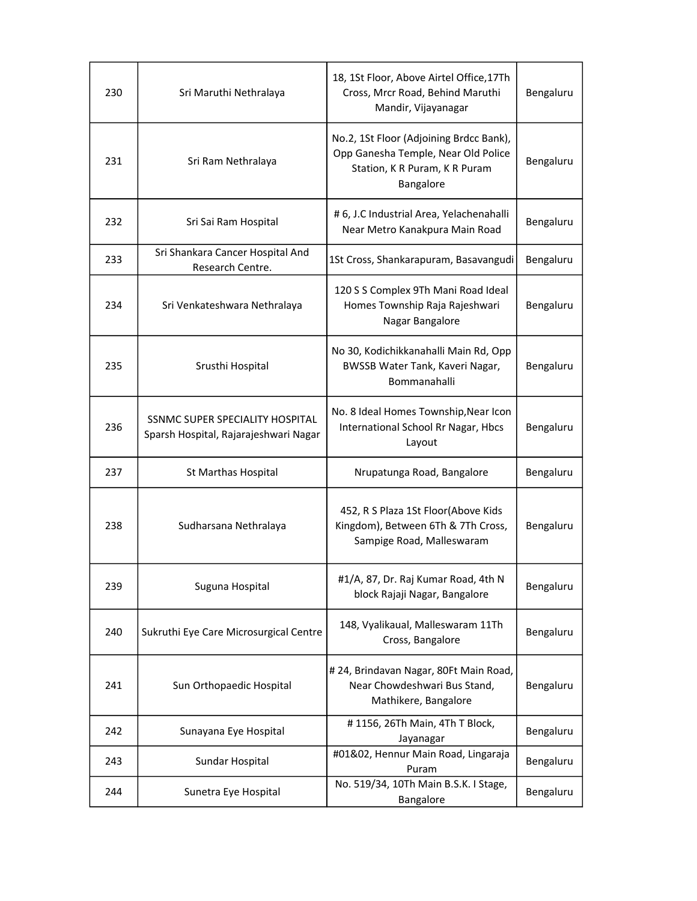| 230 | Sri Maruthi Nethralaya | 18, 1St Floor, Above Airtel Office,17Th Cross, Mrcr Road, Behind Maruthi Mandir, Vijayanagar | Bengaluru |
|---|---|---|---|
| 231 | Sri Ram Nethralaya | No.2, 1St Floor (Adjoining Brdcc Bank), Opp Ganesha Temple, Near Old Police Station, K R Puram, K R Puram Bangalore | Bengaluru |
| 232 | Sri Sai Ram Hospital | # 6, J.C Industrial Area, Yelachenahalli Near Metro Kanakpura Main Road | Bengaluru |
| 233 | Sri Shankara Cancer Hospital And Research Centre. | 1St Cross, Shankarapuram, Basavangudi | Bengaluru |
| 234 | Sri Venkateshwara Nethralaya | 120 S S Complex 9Th Mani Road Ideal Homes Township Raja Rajeshwari Nagar Bangalore | Bengaluru |
| 235 | Srusthi Hospital | No 30, Kodichikkanahalli Main Rd, Opp BWSSB Water Tank, Kaveri Nagar, Bommanahalli | Bengaluru |
| 236 | SSNMC SUPER SPECIALITY HOSPITAL Sparsh Hospital, Rajarajeshwari Nagar | No. 8 Ideal Homes Township,Near Icon International School Rr Nagar, Hbcs Layout | Bengaluru |
| 237 | St Marthas Hospital | Nrupatunga Road, Bangalore | Bengaluru |
| 238 | Sudharsana Nethralaya | 452, R S Plaza 1St Floor(Above Kids Kingdom), Between 6Th & 7Th Cross, Sampige Road, Malleswaram | Bengaluru |
| 239 | Suguna Hospital | #1/A, 87, Dr. Raj Kumar Road, 4th N block Rajaji Nagar, Bangalore | Bengaluru |
| 240 | Sukruthi Eye Care Microsurgical Centre | 148, Vyalikaual, Malleswaram 11Th Cross, Bangalore | Bengaluru |
| 241 | Sun Orthopaedic Hospital | # 24, Brindavan Nagar, 80Ft Main Road, Near Chowdeshwari Bus Stand, Mathikere, Bangalore | Bengaluru |
| 242 | Sunayana Eye Hospital | # 1156, 26Th Main, 4Th T Block, Jayanagar | Bengaluru |
| 243 | Sundar Hospital | #01&02, Hennur Main Road, Lingaraja Puram | Bengaluru |
| 244 | Sunetra Eye Hospital | No. 519/34, 10Th Main B.S.K. I Stage, Bangalore | Bengaluru |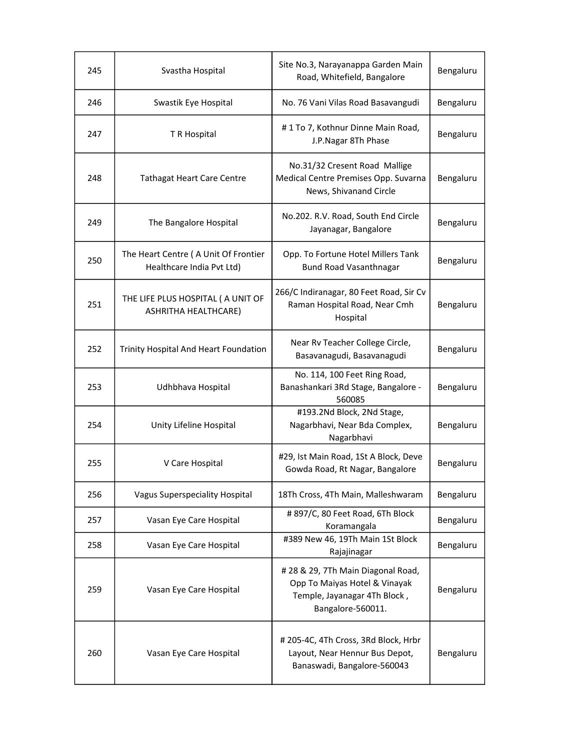| 245 | Svastha Hospital | Site No.3, Narayanappa Garden Main Road, Whitefield, Bangalore | Bengaluru |
|---|---|---|---|
| 246 | Swastik Eye Hospital | No. 76 Vani Vilas Road Basavangudi | Bengaluru |
| 247 | T R Hospital | # 1 To 7, Kothnur Dinne Main Road, J.P.Nagar 8Th Phase | Bengaluru |
| 248 | Tathagat Heart Care Centre | No.31/32 Cresent Road Mallige Medical Centre Premises Opp. Suvarna News, Shivanand Circle | Bengaluru |
| 249 | The Bangalore Hospital | No.202. R.V. Road, South End Circle Jayanagar, Bangalore | Bengaluru |
| 250 | The Heart Centre ( A Unit Of Frontier Healthcare India Pvt Ltd) | Opp. To Fortune Hotel Millers Tank Bund Road Vasanthnagar | Bengaluru |
| 251 | THE LIFE PLUS HOSPITAL ( A UNIT OF ASHRITHA HEALTHCARE) | 266/C Indiranagar, 80 Feet Road, Sir Cv Raman Hospital Road, Near Cmh Hospital | Bengaluru |
| 252 | Trinity Hospital And Heart Foundation | Near Rv Teacher College Circle, Basavanagudi, Basavanagudi | Bengaluru |
| 253 | Udhbhava Hospital | No. 114, 100 Feet Ring Road, Banashankari 3Rd Stage, Bangalore - 560085 | Bengaluru |
| 254 | Unity Lifeline Hospital | #193.2Nd Block, 2Nd Stage, Nagarbhavi, Near Bda Complex, Nagarbhavi | Bengaluru |
| 255 | V Care Hospital | #29, Ist Main Road, 1St A Block, Deve Gowda Road, Rt Nagar, Bangalore | Bengaluru |
| 256 | Vagus Superspeciality Hospital | 18Th Cross, 4Th Main, Malleshwaram | Bengaluru |
| 257 | Vasan Eye Care Hospital | # 897/C, 80 Feet Road, 6Th Block Koramangala | Bengaluru |
| 258 | Vasan Eye Care Hospital | #389 New 46, 19Th Main 1St Block Rajajinagar | Bengaluru |
| 259 | Vasan Eye Care Hospital | # 28 & 29, 7Th Main Diagonal Road, Opp To Maiyas Hotel & Vinayak Temple, Jayanagar 4Th Block , Bangalore-560011. | Bengaluru |
| 260 | Vasan Eye Care Hospital | # 205-4C, 4Th Cross, 3Rd Block, Hrbr Layout, Near Hennur Bus Depot, Banaswadi, Bangalore-560043 | Bengaluru |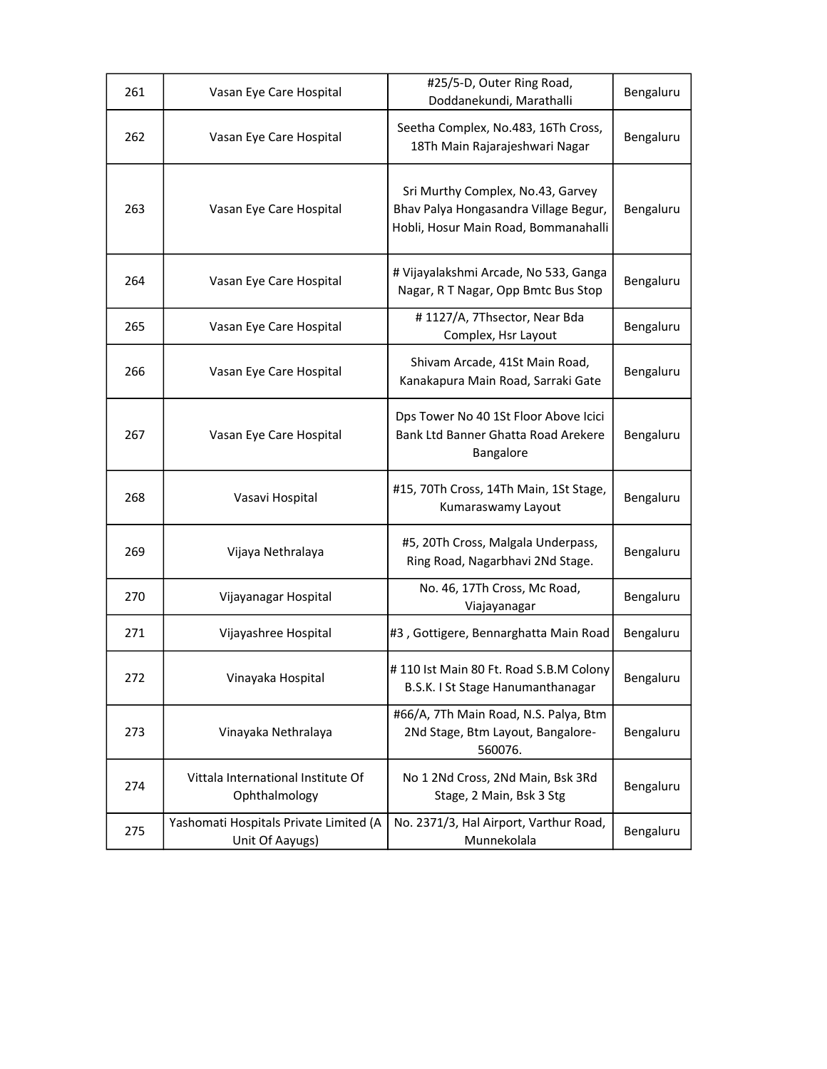| | | | |
|---|---|---|---|
| 261 | Vasan Eye Care Hospital | #25/5-D, Outer Ring Road, Doddanekundi, Marathalli | Bengaluru |
| 262 | Vasan Eye Care Hospital | Seetha Complex, No.483, 16Th Cross, 18Th Main Rajarajeshwari Nagar | Bengaluru |
| 263 | Vasan Eye Care Hospital | Sri Murthy Complex, No.43, Garvey Bhav Palya Hongasandra Village Begur, Hobli, Hosur Main Road, Bommanahalli | Bengaluru |
| 264 | Vasan Eye Care Hospital | # Vijayalakshmi Arcade, No 533, Ganga Nagar, R T Nagar, Opp Bmtc Bus Stop | Bengaluru |
| 265 | Vasan Eye Care Hospital | # 1127/A, 7Thsector, Near Bda Complex, Hsr Layout | Bengaluru |
| 266 | Vasan Eye Care Hospital | Shivam Arcade, 41St Main Road, Kanakapura Main Road, Sarraki Gate | Bengaluru |
| 267 | Vasan Eye Care Hospital | Dps Tower No 40 1St Floor Above Icici Bank Ltd Banner Ghatta Road Arekere Bangalore | Bengaluru |
| 268 | Vasavi Hospital | #15, 70Th Cross, 14Th Main, 1St Stage, Kumaraswamy Layout | Bengaluru |
| 269 | Vijaya Nethralaya | #5, 20Th Cross, Malgala Underpass, Ring Road, Nagarbhavi 2Nd Stage. | Bengaluru |
| 270 | Vijayanagar Hospital | No. 46, 17Th Cross, Mc Road, Viajayanagar | Bengaluru |
| 271 | Vijayashree Hospital | #3 , Gottigere, Bennarghatta Main Road | Bengaluru |
| 272 | Vinayaka Hospital | # 110 Ist Main 80 Ft. Road S.B.M Colony B.S.K. I St Stage Hanumanthanagar | Bengaluru |
| 273 | Vinayaka Nethralaya | #66/A, 7Th Main Road, N.S. Palya, Btm 2Nd Stage, Btm Layout, Bangalore-560076. | Bengaluru |
| 274 | Vittala International Institute Of Ophthalmology | No 1 2Nd Cross, 2Nd Main, Bsk 3Rd Stage, 2 Main, Bsk 3 Stg | Bengaluru |
| 275 | Yashomati Hospitals Private Limited (A Unit Of Aayugs) | No. 2371/3, Hal Airport, Varthur Road, Munnekolala | Bengaluru |